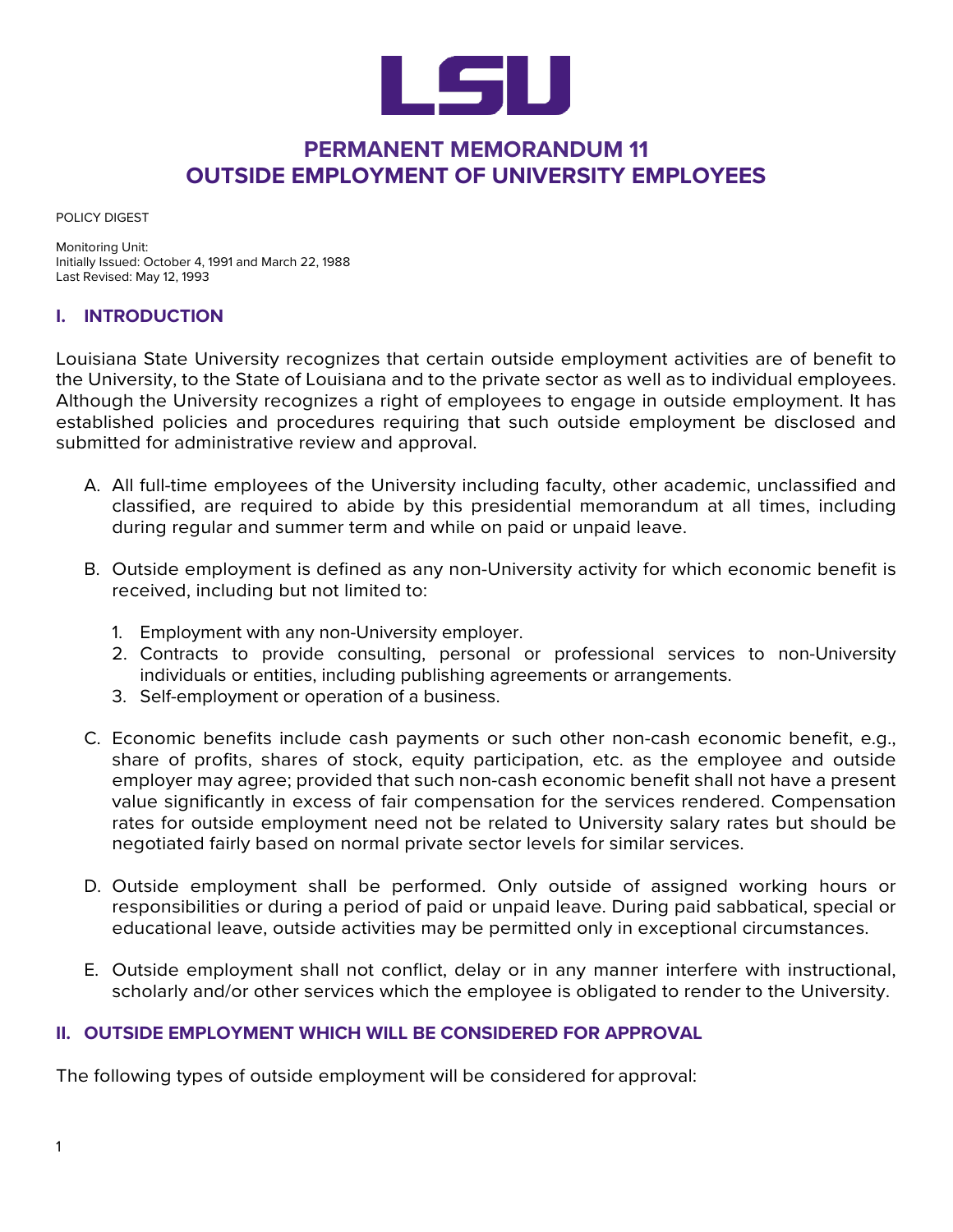# PERMANENT MEMORANDUM 11
# OUTSIDE EMPLOYMENT OF UNIVERSITY EMPLOYEES

POLICY DIGEST

Monitoring Unit:
Initially Issued: October 4, 1991 and March 22, 1988
Last Revised: May 12, 1993

## I. INTRODUCTION

Louisiana State University recognizes that certain outside employment activities are of benefit to the University, to the State of Louisiana and to the private sector as well as to individual employees. Although the University recognizes a right of employees to engage in outside employment. It has established policies and procedures requiring that such outside employment be disclosed and submitted for administrative review and approval.

A. All full-time employees of the University including faculty, other academic, unclassified and classified, are required to abide by this presidential memorandum at all times, including during regular and summer term and while on paid or unpaid leave.

B. Outside employment is defined as any non-University activity for which economic benefit is received, including but not limited to:

   1. Employment with any non-University employer.
   2. Contracts to provide consulting, personal or professional services to non-University individuals or entities, including publishing agreements or arrangements.
   3. Self-employment or operation of a business.

C. Economic benefits include cash payments or such other non-cash economic benefit, e.g., share of profits, shares of stock, equity participation, etc. as the employee and outside employer may agree; provided that such non-cash economic benefit shall not have a present value significantly in excess of fair compensation for the services rendered. Compensation rates for outside employment need not be related to University salary rates but should be negotiated fairly based on normal private sector levels for similar services.

D. Outside employment shall be performed. Only outside of assigned working hours or responsibilities or during a period of paid or unpaid leave. During paid sabbatical, special or educational leave, outside activities may be permitted only in exceptional circumstances.

E. Outside employment shall not conflict, delay or in any manner interfere with instructional, scholarly and/or other services which the employee is obligated to render to the University.

## II. OUTSIDE EMPLOYMENT WHICH WILL BE CONSIDERED FOR APPROVAL

The following types of outside employment will be considered for approval: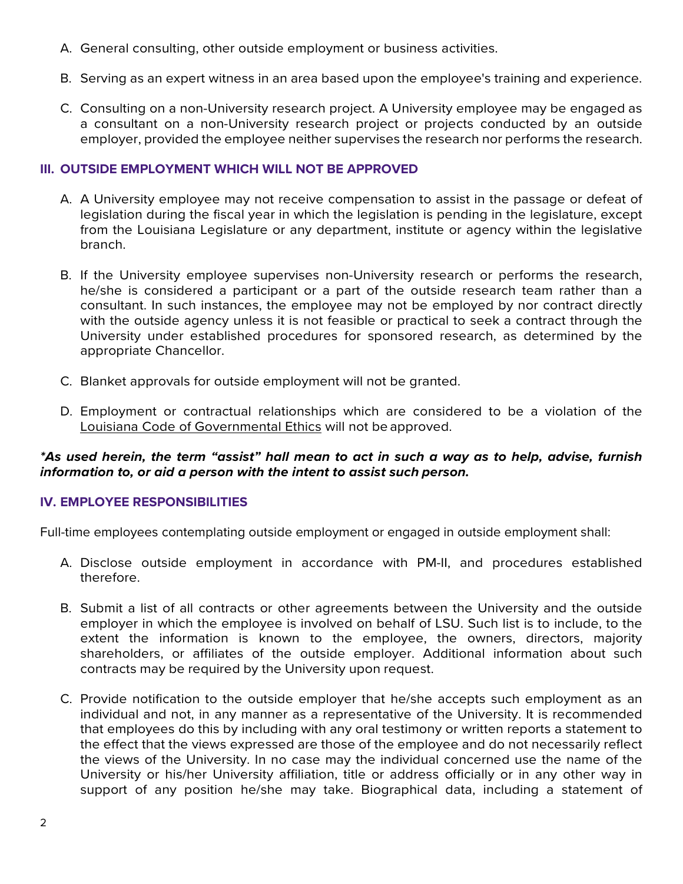A. General consulting, other outside employment or business activities.

B. Serving as an expert witness in an area based upon the employee's training and experience.

C. Consulting on a non-University research project. A University employee may be engaged as a consultant on a non-University research project or projects conducted by an outside employer, provided the employee neither supervises the research nor performs the research.

## III. OUTSIDE EMPLOYMENT WHICH WILL NOT BE APPROVED

A. A University employee may not receive compensation to assist in the passage or defeat of legislation during the fiscal year in which the legislation is pending in the legislature, except from the Louisiana Legislature or any department, institute or agency within the legislative branch.

B. If the University employee supervises non-University research or performs the research, he/she is considered a participant or a part of the outside research team rather than a consultant. In such instances, the employee may not be employed by nor contract directly with the outside agency unless it is not feasible or practical to seek a contract through the University under established procedures for sponsored research, as determined by the appropriate Chancellor.

C. Blanket approvals for outside employment will not be granted.

D. Employment or contractual relationships which are considered to be a violation of the Louisiana Code of Governmental Ethics will not be approved.

***As used herein, the term "assist" hall mean to act in such a way as to help, advise, furnish information to, or aid a person with the intent to assist such person.***

## IV. EMPLOYEE RESPONSIBILITIES

Full-time employees contemplating outside employment or engaged in outside employment shall:

A. Disclose outside employment in accordance with PM-II, and procedures established therefore.

B. Submit a list of all contracts or other agreements between the University and the outside employer in which the employee is involved on behalf of LSU. Such list is to include, to the extent the information is known to the employee, the owners, directors, majority shareholders, or affiliates of the outside employer. Additional information about such contracts may be required by the University upon request.

C. Provide notification to the outside employer that he/she accepts such employment as an individual and not, in any manner as a representative of the University. It is recommended that employees do this by including with any oral testimony or written reports a statement to the effect that the views expressed are those of the employee and do not necessarily reflect the views of the University. In no case may the individual concerned use the name of the University or his/her University affiliation, title or address officially or in any other way in support of any position he/she may take. Biographical data, including a statement of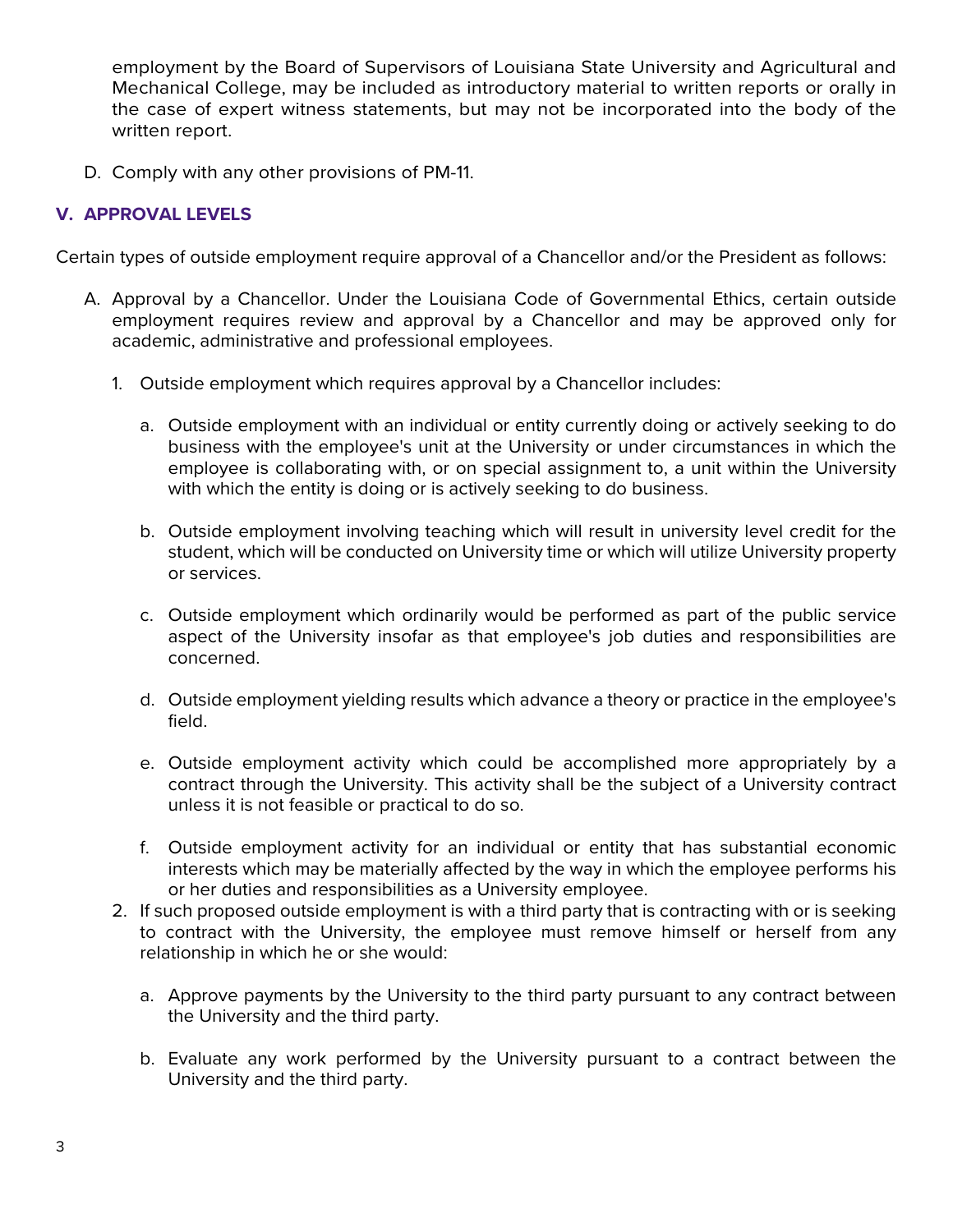employment by the Board of Supervisors of Louisiana State University and Agricultural and Mechanical College, may be included as introductory material to written reports or orally in the case of expert witness statements, but may not be incorporated into the body of the written report.

D. Comply with any other provisions of PM-11.

## V. APPROVAL LEVELS

Certain types of outside employment require approval of a Chancellor and/or the President as follows:

A. Approval by a Chancellor. Under the Louisiana Code of Governmental Ethics, certain outside employment requires review and approval by a Chancellor and may be approved only for academic, administrative and professional employees.

1. Outside employment which requires approval by a Chancellor includes:

   a. Outside employment with an individual or entity currently doing or actively seeking to do business with the employee's unit at the University or under circumstances in which the employee is collaborating with, or on special assignment to, a unit within the University with which the entity is doing or is actively seeking to do business.

   b. Outside employment involving teaching which will result in university level credit for the student, which will be conducted on University time or which will utilize University property or services.

   c. Outside employment which ordinarily would be performed as part of the public service aspect of the University insofar as that employee's job duties and responsibilities are concerned.

   d. Outside employment yielding results which advance a theory or practice in the employee's field.

   e. Outside employment activity which could be accomplished more appropriately by a contract through the University. This activity shall be the subject of a University contract unless it is not feasible or practical to do so.

   f. Outside employment activity for an individual or entity that has substantial economic interests which may be materially affected by the way in which the employee performs his or her duties and responsibilities as a University employee.

2. If such proposed outside employment is with a third party that is contracting with or is seeking to contract with the University, the employee must remove himself or herself from any relationship in which he or she would:

   a. Approve payments by the University to the third party pursuant to any contract between the University and the third party.

   b. Evaluate any work performed by the University pursuant to a contract between the University and the third party.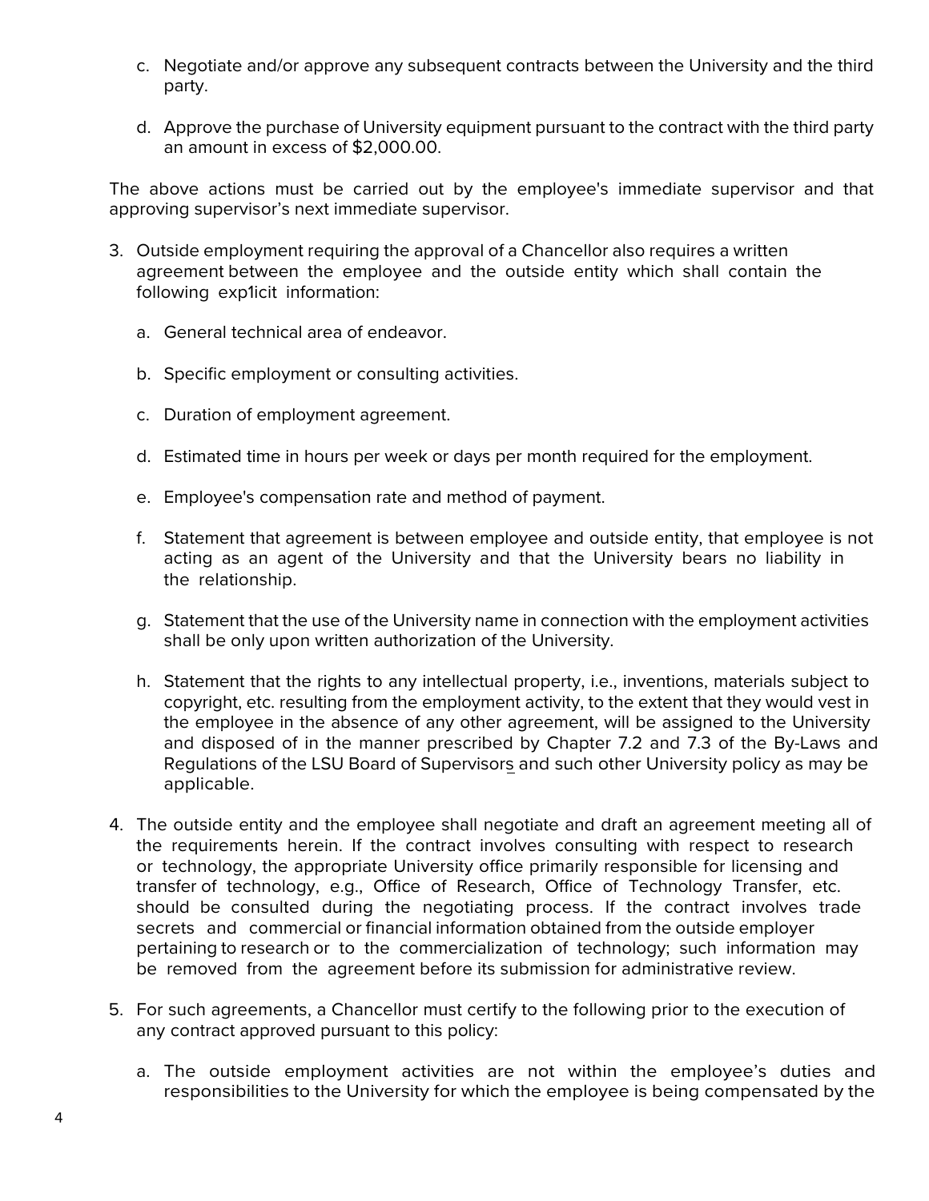c. Negotiate and/or approve any subsequent contracts between the University and the third party.

d. Approve the purchase of University equipment pursuant to the contract with the third party an amount in excess of $2,000.00.

The above actions must be carried out by the employee's immediate supervisor and that approving supervisor's next immediate supervisor.

3. Outside employment requiring the approval of a Chancellor also requires a written agreement between the employee and the outside entity which shall contain the following exp1icit information:

   a. General technical area of endeavor.

   b. Specific employment or consulting activities.

   c. Duration of employment agreement.

   d. Estimated time in hours per week or days per month required for the employment.

   e. Employee's compensation rate and method of payment.

   f. Statement that agreement is between employee and outside entity, that employee is not acting as an agent of the University and that the University bears no liability in the relationship.

   g. Statement that the use of the University name in connection with the employment activities shall be only upon written authorization of the University.

   h. Statement that the rights to any intellectual property, i.e., inventions, materials subject to copyright, etc. resulting from the employment activity, to the extent that they would vest in the employee in the absence of any other agreement, will be assigned to the University and disposed of in the manner prescribed by Chapter 7.2 and 7.3 of the By-Laws and Regulations of the LSU Board of Supervisors and such other University policy as may be applicable.

4. The outside entity and the employee shall negotiate and draft an agreement meeting all of the requirements herein. If the contract involves consulting with respect to research or technology, the appropriate University office primarily responsible for licensing and transfer of technology, e.g., Office of Research, Office of Technology Transfer, etc. should be consulted during the negotiating process. If the contract involves trade secrets and commercial or financial information obtained from the outside employer pertaining to research or to the commercialization of technology; such information may be removed from the agreement before its submission for administrative review.

5. For such agreements, a Chancellor must certify to the following prior to the execution of any contract approved pursuant to this policy:

   a. The outside employment activities are not within the employee's duties and responsibilities to the University for which the employee is being compensated by the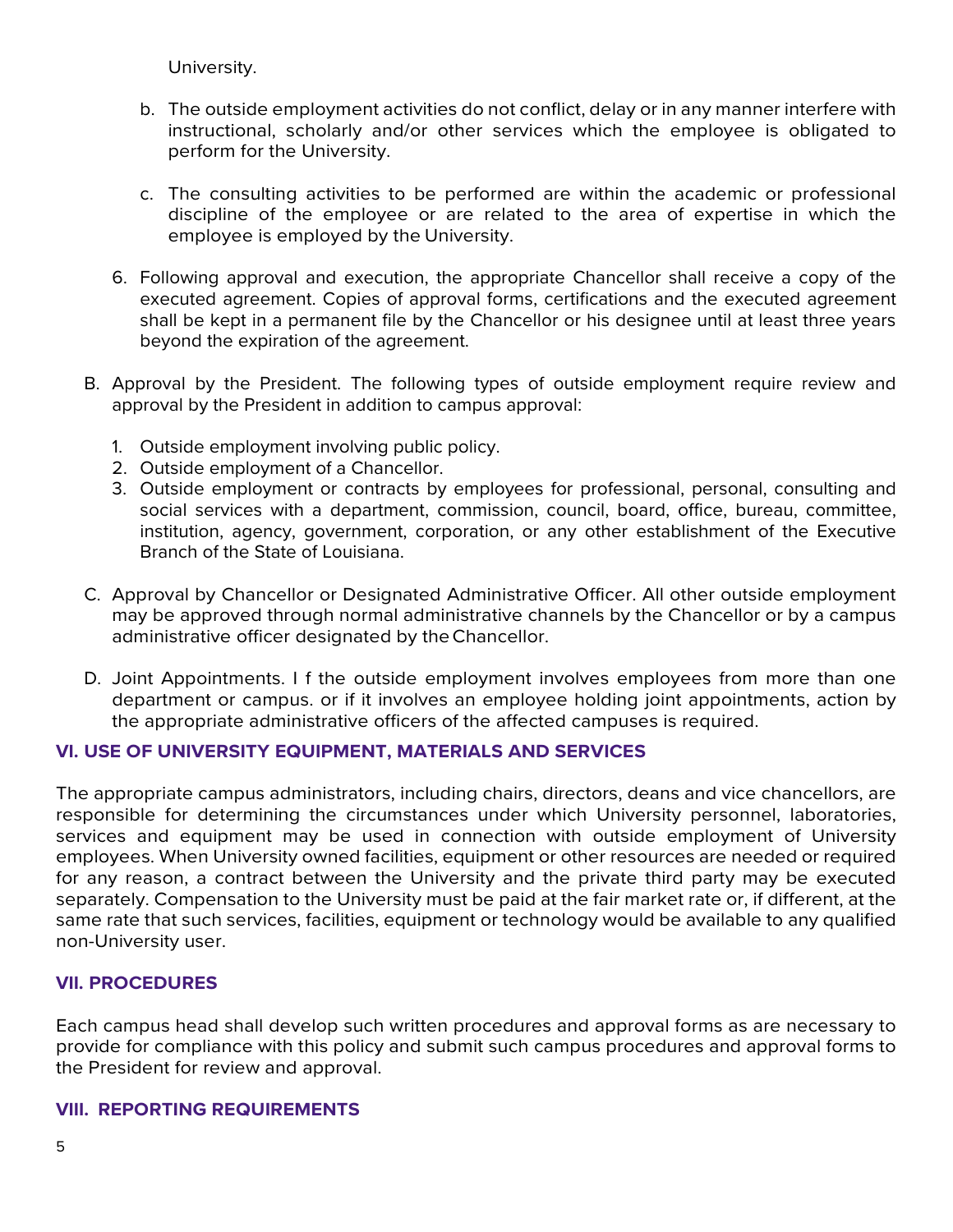University.

   b. The outside employment activities do not conflict, delay or in any manner interfere with instructional, scholarly and/or other services which the employee is obligated to perform for the University.

   c. The consulting activities to be performed are within the academic or professional discipline of the employee or are related to the area of expertise in which the employee is employed by the University.

6. Following approval and execution, the appropriate Chancellor shall receive a copy of the executed agreement. Copies of approval forms, certifications and the executed agreement shall be kept in a permanent file by the Chancellor or his designee until at least three years beyond the expiration of the agreement.

B. Approval by the President. The following types of outside employment require review and approval by the President in addition to campus approval:

   1. Outside employment involving public policy.
   2. Outside employment of a Chancellor.
   3. Outside employment or contracts by employees for professional, personal, consulting and social services with a department, commission, council, board, office, bureau, committee, institution, agency, government, corporation, or any other establishment of the Executive Branch of the State of Louisiana.

C. Approval by Chancellor or Designated Administrative Officer. All other outside employment may be approved through normal administrative channels by the Chancellor or by a campus administrative officer designated by the Chancellor.

D. Joint Appointments. I f the outside employment involves employees from more than one department or campus. or if it involves an employee holding joint appointments, action by the appropriate administrative officers of the affected campuses is required.

## VI. USE OF UNIVERSITY EQUIPMENT, MATERIALS AND SERVICES

The appropriate campus administrators, including chairs, directors, deans and vice chancellors, are responsible for determining the circumstances under which University personnel, laboratories, services and equipment may be used in connection with outside employment of University employees. When University owned facilities, equipment or other resources are needed or required for any reason, a contract between the University and the private third party may be executed separately. Compensation to the University must be paid at the fair market rate or, if different, at the same rate that such services, facilities, equipment or technology would be available to any qualified non-University user.

## VII. PROCEDURES

Each campus head shall develop such written procedures and approval forms as are necessary to provide for compliance with this policy and submit such campus procedures and approval forms to the President for review and approval.

## VIII. REPORTING REQUIREMENTS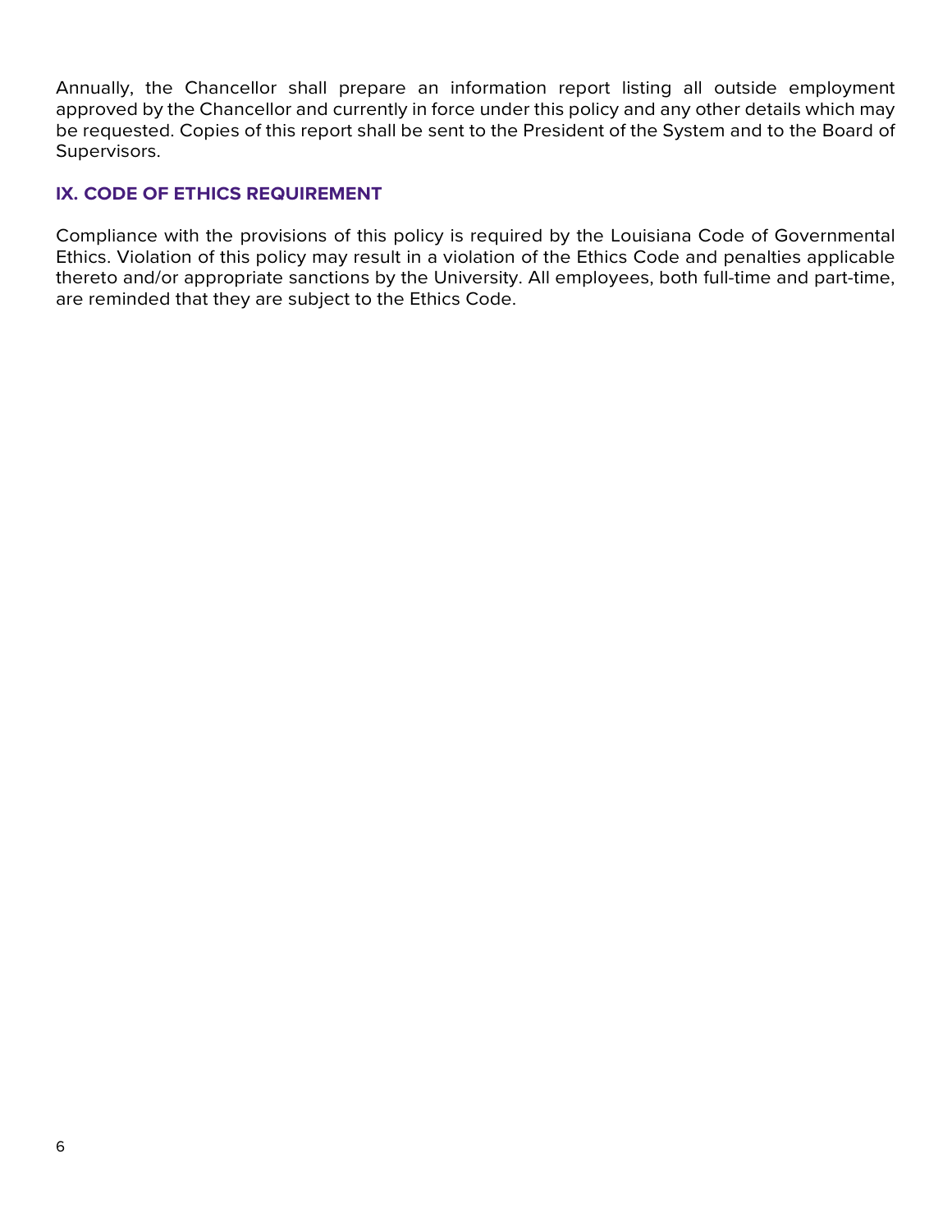Annually, the Chancellor shall prepare an information report listing all outside employment approved by the Chancellor and currently in force under this policy and any other details which may be requested. Copies of this report shall be sent to the President of the System and to the Board of Supervisors.

## IX. CODE OF ETHICS REQUIREMENT

Compliance with the provisions of this policy is required by the Louisiana Code of Governmental Ethics. Violation of this policy may result in a violation of the Ethics Code and penalties applicable thereto and/or appropriate sanctions by the University. All employees, both full-time and part-time, are reminded that they are subject to the Ethics Code.